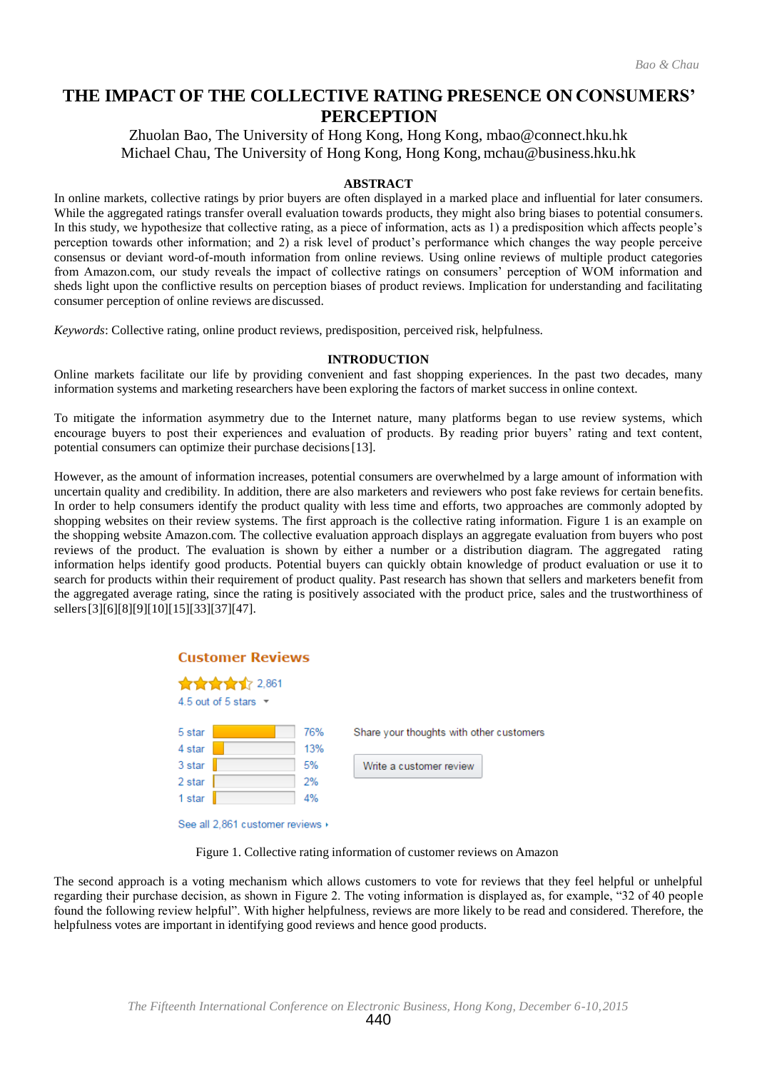# THE IMPACT OF THE COLLECTIVE RATING PRESENCE ON CONSUMERS' PERCEPTION

Zhuolan Bao, The University of Hong Kong, Hong Kong, mbao@connect.hku.hk
Michael Chau, The University of Hong Kong, Hong Kong, mchau@business.hku.hk

## ABSTRACT

In online markets, collective ratings by prior buyers are often displayed in a marked place and influential for later consumers. While the aggregated ratings transfer overall evaluation towards products, they might also bring biases to potential consumers. In this study, we hypothesize that collective rating, as a piece of information, acts as 1) a predisposition which affects people's perception towards other information; and 2) a risk level of product's performance which changes the way people perceive consensus or deviant word-of-mouth information from online reviews. Using online reviews of multiple product categories from Amazon.com, our study reveals the impact of collective ratings on consumers' perception of WOM information and sheds light upon the conflictive results on perception biases of product reviews. Implication for understanding and facilitating consumer perception of online reviews are discussed.

*Keywords*: Collective rating, online product reviews, predisposition, perceived risk, helpfulness.

## INTRODUCTION

Online markets facilitate our life by providing convenient and fast shopping experiences. In the past two decades, many information systems and marketing researchers have been exploring the factors of market success in online context.

To mitigate the information asymmetry due to the Internet nature, many platforms began to use review systems, which encourage buyers to post their experiences and evaluation of products. By reading prior buyers' rating and text content, potential consumers can optimize their purchase decisions [13].

However, as the amount of information increases, potential consumers are overwhelmed by a large amount of information with uncertain quality and credibility. In addition, there are also marketers and reviewers who post fake reviews for certain benefits. In order to help consumers identify the product quality with less time and efforts, two approaches are commonly adopted by shopping websites on their review systems. The first approach is the collective rating information. Figure 1 is an example on the shopping website Amazon.com. The collective evaluation approach displays an aggregate evaluation from buyers who post reviews of the product. The evaluation is shown by either a number or a distribution diagram. The aggregated rating information helps identify good products. Potential buyers can quickly obtain knowledge of product evaluation or use it to search for products within their requirement of product quality. Past research has shown that sellers and marketers benefit from the aggregated average rating, since the rating is positively associated with the product price, sales and the trustworthiness of sellers [3][6][8][9][10][15][33][37][47].

Figure 1. Collective rating information of customer reviews on Amazon

The second approach is a voting mechanism which allows customers to vote for reviews that they feel helpful or unhelpful regarding their purchase decision, as shown in Figure 2. The voting information is displayed as, for example, "32 of 40 people found the following review helpful". With higher helpfulness, reviews are more likely to be read and considered. Therefore, the helpfulness votes are important in identifying good reviews and hence good products.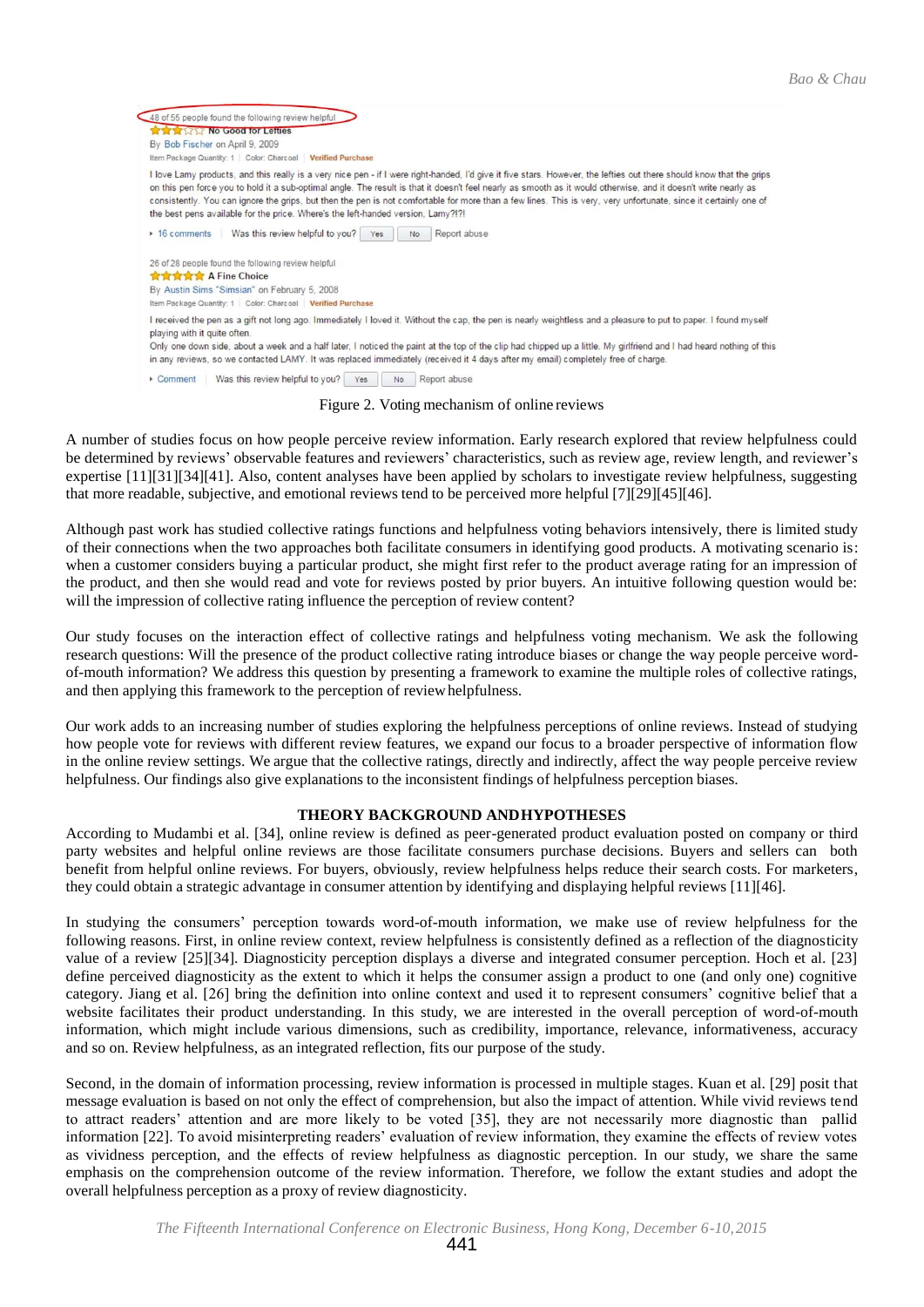Figure 2. Voting mechanism of online reviews

A number of studies focus on how people perceive review information. Early research explored that review helpfulness could be determined by reviews' observable features and reviewers' characteristics, such as review age, review length, and reviewer's expertise [11][31][34][41]. Also, content analyses have been applied by scholars to investigate review helpfulness, suggesting that more readable, subjective, and emotional reviews tend to be perceived more helpful [7][29][45][46].

Although past work has studied collective ratings functions and helpfulness voting behaviors intensively, there is limited study of their connections when the two approaches both facilitate consumers in identifying good products. A motivating scenario is: when a customer considers buying a particular product, she might first refer to the product average rating for an impression of the product, and then she would read and vote for reviews posted by prior buyers. An intuitive following question would be: will the impression of collective rating influence the perception of review content?

Our study focuses on the interaction effect of collective ratings and helpfulness voting mechanism. We ask the following research questions: Will the presence of the product collective rating introduce biases or change the way people perceive word-of-mouth information? We address this question by presenting a framework to examine the multiple roles of collective ratings, and then applying this framework to the perception of review helpfulness.

Our work adds to an increasing number of studies exploring the helpfulness perceptions of online reviews. Instead of studying how people vote for reviews with different review features, we expand our focus to a broader perspective of information flow in the online review settings. We argue that the collective ratings, directly and indirectly, affect the way people perceive review helpfulness. Our findings also give explanations to the inconsistent findings of helpfulness perception biases.

## THEORY BACKGROUND AND HYPOTHESES

According to Mudambi et al. [34], online review is defined as peer-generated product evaluation posted on company or third party websites and helpful online reviews are those facilitate consumers purchase decisions. Buyers and sellers can both benefit from helpful online reviews. For buyers, obviously, review helpfulness helps reduce their search costs. For marketers, they could obtain a strategic advantage in consumer attention by identifying and displaying helpful reviews [11][46].

In studying the consumers' perception towards word-of-mouth information, we make use of review helpfulness for the following reasons. First, in online review context, review helpfulness is consistently defined as a reflection of the diagnosticity value of a review [25][34]. Diagnosticity perception displays a diverse and integrated consumer perception. Hoch et al. [23] define perceived diagnosticity as the extent to which it helps the consumer assign a product to one (and only one) cognitive category. Jiang et al. [26] bring the definition into online context and used it to represent consumers' cognitive belief that a website facilitates their product understanding. In this study, we are interested in the overall perception of word-of-mouth information, which might include various dimensions, such as credibility, importance, relevance, informativeness, accuracy and so on. Review helpfulness, as an integrated reflection, fits our purpose of the study.

Second, in the domain of information processing, review information is processed in multiple stages. Kuan et al. [29] posit that message evaluation is based on not only the effect of comprehension, but also the impact of attention. While vivid reviews tend to attract readers' attention and are more likely to be voted [35], they are not necessarily more diagnostic than pallid information [22]. To avoid misinterpreting readers' evaluation of review information, they examine the effects of review votes as vividness perception, and the effects of review helpfulness as diagnostic perception. In our study, we share the same emphasis on the comprehension outcome of the review information. Therefore, we follow the extant studies and adopt the overall helpfulness perception as a proxy of review diagnosticity.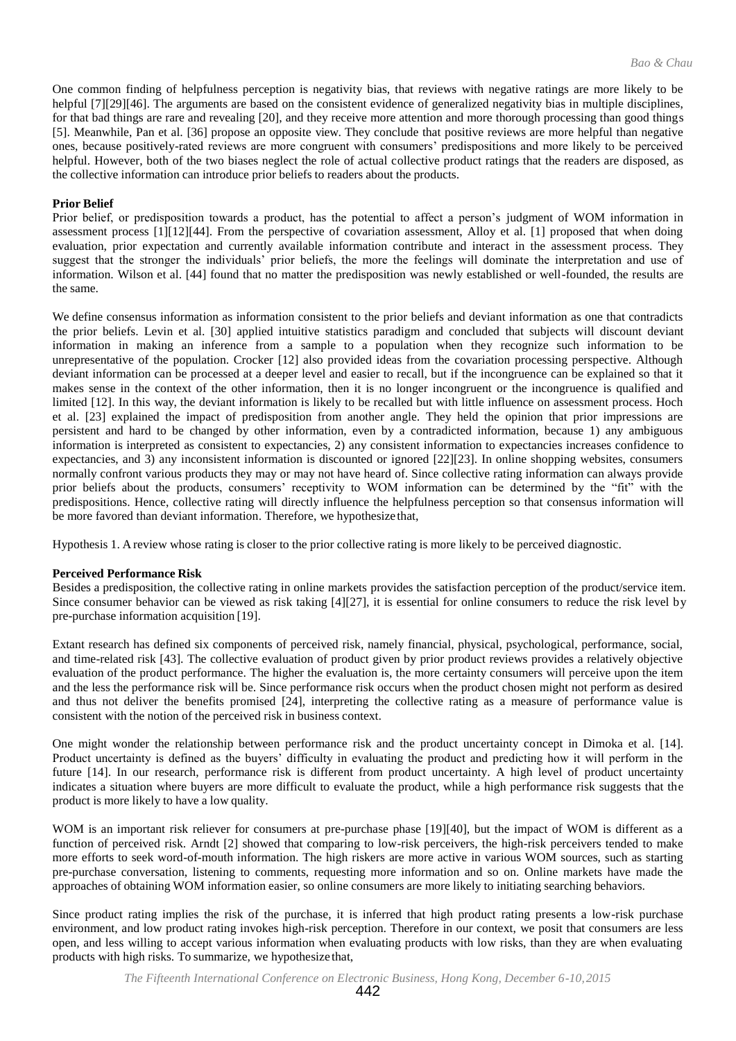One common finding of helpfulness perception is negativity bias, that reviews with negative ratings are more likely to be helpful [7][29][46]. The arguments are based on the consistent evidence of generalized negativity bias in multiple disciplines, for that bad things are rare and revealing [20], and they receive more attention and more thorough processing than good things [5]. Meanwhile, Pan et al. [36] propose an opposite view. They conclude that positive reviews are more helpful than negative ones, because positively-rated reviews are more congruent with consumers' predispositions and more likely to be perceived helpful. However, both of the two biases neglect the role of actual collective product ratings that the readers are disposed, as the collective information can introduce prior beliefs to readers about the products.

**Prior Belief**

Prior belief, or predisposition towards a product, has the potential to affect a person's judgment of WOM information in assessment process [1][12][44]. From the perspective of covariation assessment, Alloy et al. [1] proposed that when doing evaluation, prior expectation and currently available information contribute and interact in the assessment process. They suggest that the stronger the individuals' prior beliefs, the more the feelings will dominate the interpretation and use of information. Wilson et al. [44] found that no matter the predisposition was newly established or well-founded, the results are the same.

We define consensus information as information consistent to the prior beliefs and deviant information as one that contradicts the prior beliefs. Levin et al. [30] applied intuitive statistics paradigm and concluded that subjects will discount deviant information in making an inference from a sample to a population when they recognize such information to be unrepresentative of the population. Crocker [12] also provided ideas from the covariation processing perspective. Although deviant information can be processed at a deeper level and easier to recall, but if the incongruence can be explained so that it makes sense in the context of the other information, then it is no longer incongruent or the incongruence is qualified and limited [12]. In this way, the deviant information is likely to be recalled but with little influence on assessment process. Hoch et al. [23] explained the impact of predisposition from another angle. They held the opinion that prior impressions are persistent and hard to be changed by other information, even by a contradicted information, because 1) any ambiguous information is interpreted as consistent to expectancies, 2) any consistent information to expectancies increases confidence to expectancies, and 3) any inconsistent information is discounted or ignored [22][23]. In online shopping websites, consumers normally confront various products they may or may not have heard of. Since collective rating information can always provide prior beliefs about the products, consumers' receptivity to WOM information can be determined by the "fit" with the predispositions. Hence, collective rating will directly influence the helpfulness perception so that consensus information will be more favored than deviant information. Therefore, we hypothesize that,

Hypothesis 1. A review whose rating is closer to the prior collective rating is more likely to be perceived diagnostic.

**Perceived Performance Risk**

Besides a predisposition, the collective rating in online markets provides the satisfaction perception of the product/service item. Since consumer behavior can be viewed as risk taking [4][27], it is essential for online consumers to reduce the risk level by pre-purchase information acquisition [19].

Extant research has defined six components of perceived risk, namely financial, physical, psychological, performance, social, and time-related risk [43]. The collective evaluation of product given by prior product reviews provides a relatively objective evaluation of the product performance. The higher the evaluation is, the more certainty consumers will perceive upon the item and the less the performance risk will be. Since performance risk occurs when the product chosen might not perform as desired and thus not deliver the benefits promised [24], interpreting the collective rating as a measure of performance value is consistent with the notion of the perceived risk in business context.

One might wonder the relationship between performance risk and the product uncertainty concept in Dimoka et al. [14]. Product uncertainty is defined as the buyers' difficulty in evaluating the product and predicting how it will perform in the future [14]. In our research, performance risk is different from product uncertainty. A high level of product uncertainty indicates a situation where buyers are more difficult to evaluate the product, while a high performance risk suggests that the product is more likely to have a low quality.

WOM is an important risk reliever for consumers at pre-purchase phase [19][40], but the impact of WOM is different as a function of perceived risk. Arndt [2] showed that comparing to low-risk perceivers, the high-risk perceivers tended to make more efforts to seek word-of-mouth information. The high riskers are more active in various WOM sources, such as starting pre-purchase conversation, listening to comments, requesting more information and so on. Online markets have made the approaches of obtaining WOM information easier, so online consumers are more likely to initiating searching behaviors.

Since product rating implies the risk of the purchase, it is inferred that high product rating presents a low-risk purchase environment, and low product rating invokes high-risk perception. Therefore in our context, we posit that consumers are less open, and less willing to accept various information when evaluating products with low risks, than they are when evaluating products with high risks. To summarize, we hypothesize that,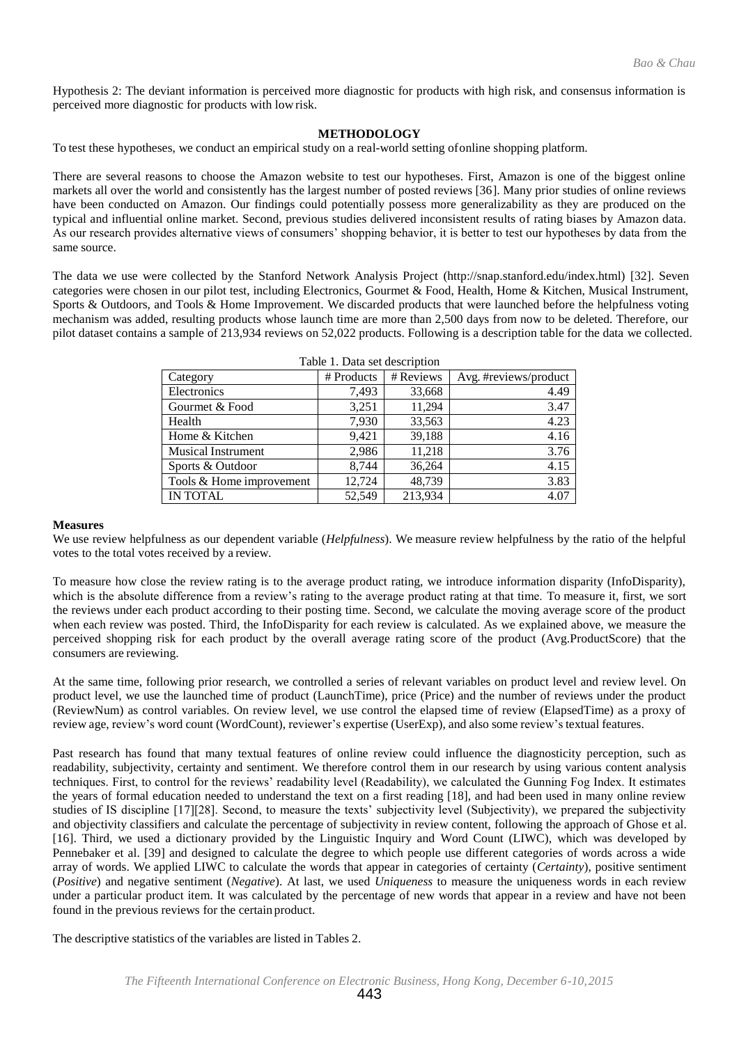Hypothesis 2: The deviant information is perceived more diagnostic for products with high risk, and consensus information is perceived more diagnostic for products with low risk.

## METHODOLOGY

To test these hypotheses, we conduct an empirical study on a real-world setting ofonline shopping platform.

There are several reasons to choose the Amazon website to test our hypotheses. First, Amazon is one of the biggest online markets all over the world and consistently has the largest number of posted reviews [36]. Many prior studies of online reviews have been conducted on Amazon. Our findings could potentially possess more generalizability as they are produced on the typical and influential online market. Second, previous studies delivered inconsistent results of rating biases by Amazon data. As our research provides alternative views of consumers' shopping behavior, it is better to test our hypotheses by data from the same source.

The data we use were collected by the Stanford Network Analysis Project (http://snap.stanford.edu/index.html) [32]. Seven categories were chosen in our pilot test, including Electronics, Gourmet & Food, Health, Home & Kitchen, Musical Instrument, Sports & Outdoors, and Tools & Home Improvement. We discarded products that were launched before the helpfulness voting mechanism was added, resulting products whose launch time are more than 2,500 days from now to be deleted. Therefore, our pilot dataset contains a sample of 213,934 reviews on 52,022 products. Following is a description table for the data we collected.

Table 1. Data set description

| Category | # Products | # Reviews | Avg. #reviews/product |
|---|---|---|---|
| Electronics | 7,493 | 33,668 | 4.49 |
| Gourmet & Food | 3,251 | 11,294 | 3.47 |
| Health | 7,930 | 33,563 | 4.23 |
| Home & Kitchen | 9,421 | 39,188 | 4.16 |
| Musical Instrument | 2,986 | 11,218 | 3.76 |
| Sports & Outdoor | 8,744 | 36,264 | 4.15 |
| Tools & Home improvement | 12,724 | 48,739 | 3.83 |
| IN TOTAL | 52,549 | 213,934 | 4.07 |

### Measures

We use review helpfulness as our dependent variable (*Helpfulness*). We measure review helpfulness by the ratio of the helpful votes to the total votes received by a review.

To measure how close the review rating is to the average product rating, we introduce information disparity (InfoDisparity), which is the absolute difference from a review's rating to the average product rating at that time. To measure it, first, we sort the reviews under each product according to their posting time. Second, we calculate the moving average score of the product when each review was posted. Third, the InfoDisparity for each review is calculated. As we explained above, we measure the perceived shopping risk for each product by the overall average rating score of the product (Avg.ProductScore) that the consumers are reviewing.

At the same time, following prior research, we controlled a series of relevant variables on product level and review level. On product level, we use the launched time of product (LaunchTime), price (Price) and the number of reviews under the product (ReviewNum) as control variables. On review level, we use control the elapsed time of review (ElapsedTime) as a proxy of review age, review's word count (WordCount), reviewer's expertise (UserExp), and also some review's textual features.

Past research has found that many textual features of online review could influence the diagnosticity perception, such as readability, subjectivity, certainty and sentiment. We therefore control them in our research by using various content analysis techniques. First, to control for the reviews' readability level (Readability), we calculated the Gunning Fog Index. It estimates the years of formal education needed to understand the text on a first reading [18], and had been used in many online review studies of IS discipline [17][28]. Second, to measure the texts' subjectivity level (Subjectivity), we prepared the subjectivity and objectivity classifiers and calculate the percentage of subjectivity in review content, following the approach of Ghose et al. [16]. Third, we used a dictionary provided by the Linguistic Inquiry and Word Count (LIWC), which was developed by Pennebaker et al. [39] and designed to calculate the degree to which people use different categories of words across a wide array of words. We applied LIWC to calculate the words that appear in categories of certainty (*Certainty*), positive sentiment (*Positive*) and negative sentiment (*Negative*). At last, we used *Uniqueness* to measure the uniqueness words in each review under a particular product item. It was calculated by the percentage of new words that appear in a review and have not been found in the previous reviews for the certain product.

The descriptive statistics of the variables are listed in Tables 2.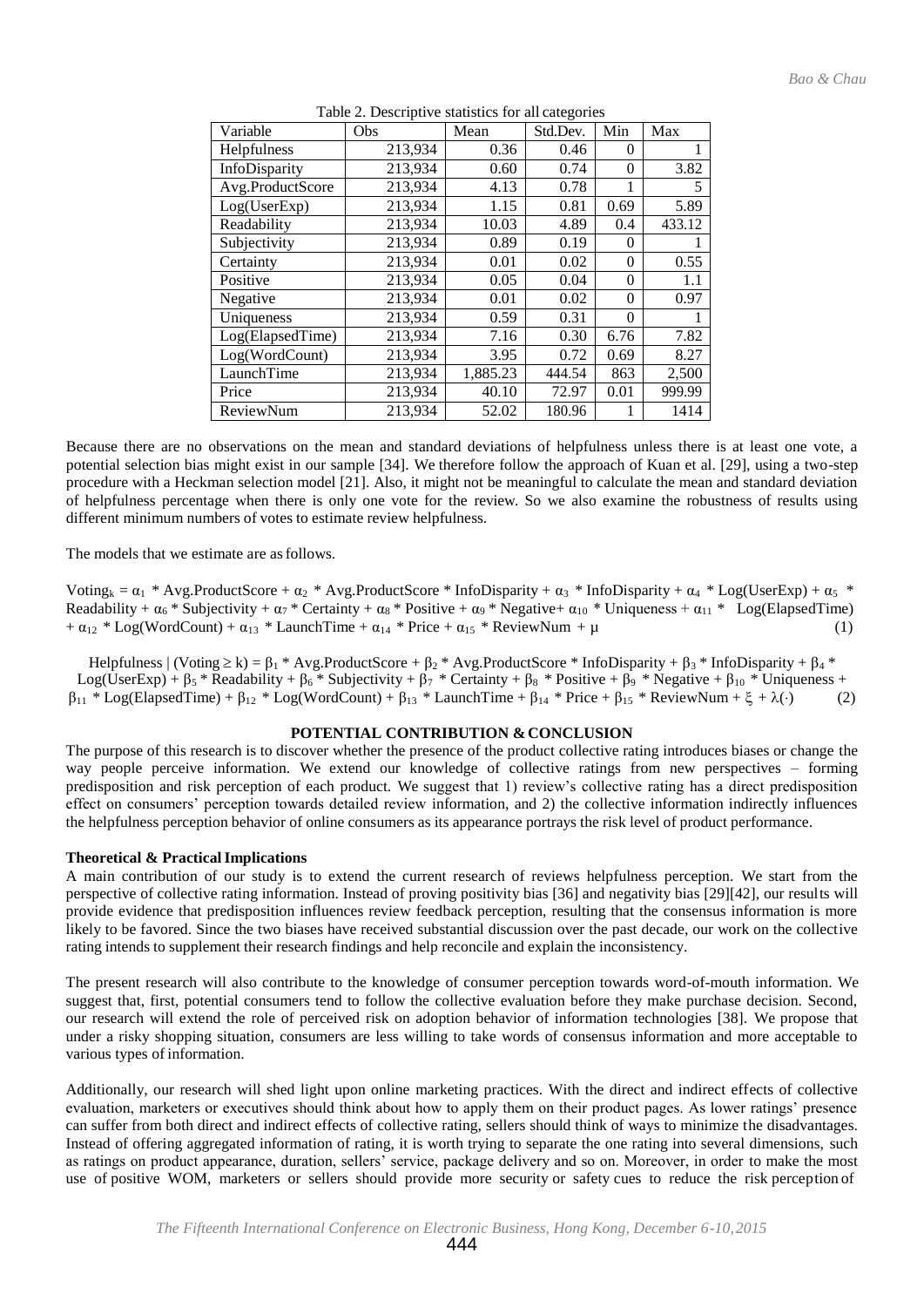Table 2. Descriptive statistics for all categories

| Variable | Obs | Mean | Std.Dev. | Min | Max |
|---|---|---|---|---|---|
| Helpfulness | 213,934 | 0.36 | 0.46 | 0 | 1 |
| InfoDisparity | 213,934 | 0.60 | 0.74 | 0 | 3.82 |
| Avg.ProductScore | 213,934 | 4.13 | 0.78 | 1 | 5 |
| Log(UserExp) | 213,934 | 1.15 | 0.81 | 0.69 | 5.89 |
| Readability | 213,934 | 10.03 | 4.89 | 0.4 | 433.12 |
| Subjectivity | 213,934 | 0.89 | 0.19 | 0 | 1 |
| Certainty | 213,934 | 0.01 | 0.02 | 0 | 0.55 |
| Positive | 213,934 | 0.05 | 0.04 | 0 | 1.1 |
| Negative | 213,934 | 0.01 | 0.02 | 0 | 0.97 |
| Uniqueness | 213,934 | 0.59 | 0.31 | 0 | 1 |
| Log(ElapsedTime) | 213,934 | 7.16 | 0.30 | 6.76 | 7.82 |
| Log(WordCount) | 213,934 | 3.95 | 0.72 | 0.69 | 8.27 |
| LaunchTime | 213,934 | 1,885.23 | 444.54 | 863 | 2,500 |
| Price | 213,934 | 40.10 | 72.97 | 0.01 | 999.99 |
| ReviewNum | 213,934 | 52.02 | 180.96 | 1 | 1414 |

Because there are no observations on the mean and standard deviations of helpfulness unless there is at least one vote, a potential selection bias might exist in our sample [34]. We therefore follow the approach of Kuan et al. [29], using a two-step procedure with a Heckman selection model [21]. Also, it might not be meaningful to calculate the mean and standard deviation of helpfulness percentage when there is only one vote for the review. So we also examine the robustness of results using different minimum numbers of votes to estimate review helpfulness.

The models that we estimate are as follows.

$$\text{Voting}_k = \alpha_1 * \text{Avg.ProductScore} + \alpha_2 * \text{Avg.ProductScore} * \text{InfoDisparity} + \alpha_3 * \text{InfoDisparity} + \alpha_4 * \text{Log(UserExp)} + \alpha_5 * \text{Readability} + \alpha_6 * \text{Subjectivity} + \alpha_7 * \text{Certainty} + \alpha_8 * \text{Positive} + \alpha_9 * \text{Negative} + \alpha_{10} * \text{Uniqueness} + \alpha_{11} * \text{Log(ElapsedTime)} + \alpha_{12} * \text{Log(WordCount)} + \alpha_{13} * \text{LaunchTime} + \alpha_{14} * \text{Price} + \alpha_{15} * \text{ReviewNum} + \mu \quad (1)$$

$$\text{Helpfulness} \mid (\text{Voting} \geq k) = \beta_1 * \text{Avg.ProductScore} + \beta_2 * \text{Avg.ProductScore} * \text{InfoDisparity} + \beta_3 * \text{InfoDisparity} + \beta_4 * \text{Log(UserExp)} + \beta_5 * \text{Readability} + \beta_6 * \text{Subjectivity} + \beta_7 * \text{Certainty} + \beta_8 * \text{Positive} + \beta_9 * \text{Negative} + \beta_{10} * \text{Uniqueness} + \beta_{11} * \text{Log(ElapsedTime)} + \beta_{12} * \text{Log(WordCount)} + \beta_{13} * \text{LaunchTime} + \beta_{14} * \text{Price} + \beta_{15} * \text{ReviewNum} + \xi + \lambda(\cdot) \quad (2)$$

## POTENTIAL CONTRIBUTION & CONCLUSION

The purpose of this research is to discover whether the presence of the product collective rating introduces biases or change the way people perceive information. We extend our knowledge of collective ratings from new perspectives – forming predisposition and risk perception of each product. We suggest that 1) review's collective rating has a direct predisposition effect on consumers' perception towards detailed review information, and 2) the collective information indirectly influences the helpfulness perception behavior of online consumers as its appearance portrays the risk level of product performance.

### Theoretical & Practical Implications

A main contribution of our study is to extend the current research of reviews helpfulness perception. We start from the perspective of collective rating information. Instead of proving positivity bias [36] and negativity bias [29][42], our results will provide evidence that predisposition influences review feedback perception, resulting that the consensus information is more likely to be favored. Since the two biases have received substantial discussion over the past decade, our work on the collective rating intends to supplement their research findings and help reconcile and explain the inconsistency.

The present research will also contribute to the knowledge of consumer perception towards word-of-mouth information. We suggest that, first, potential consumers tend to follow the collective evaluation before they make purchase decision. Second, our research will extend the role of perceived risk on adoption behavior of information technologies [38]. We propose that under a risky shopping situation, consumers are less willing to take words of consensus information and more acceptable to various types of information.

Additionally, our research will shed light upon online marketing practices. With the direct and indirect effects of collective evaluation, marketers or executives should think about how to apply them on their product pages. As lower ratings' presence can suffer from both direct and indirect effects of collective rating, sellers should think of ways to minimize the disadvantages. Instead of offering aggregated information of rating, it is worth trying to separate the one rating into several dimensions, such as ratings on product appearance, duration, sellers' service, package delivery and so on. Moreover, in order to make the most use of positive WOM, marketers or sellers should provide more security or safety cues to reduce the risk perception of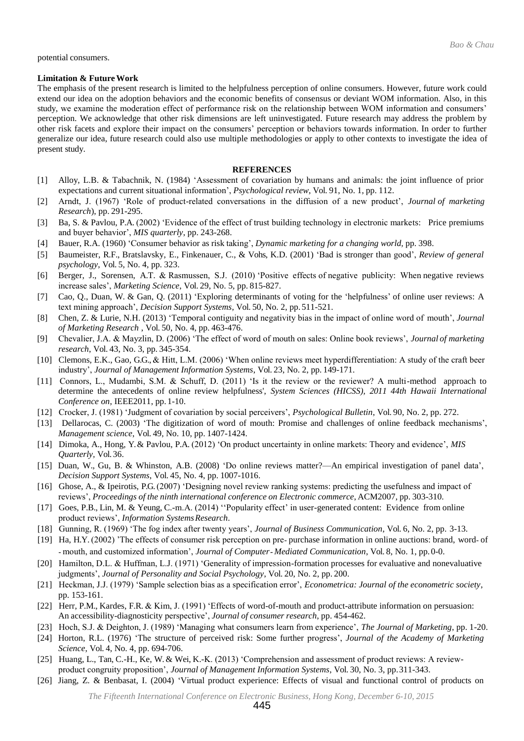potential consumers.

**Limitation & Future Work**

The emphasis of the present research is limited to the helpfulness perception of online consumers. However, future work could extend our idea on the adoption behaviors and the economic benefits of consensus or deviant WOM information. Also, in this study, we examine the moderation effect of performance risk on the relationship between WOM information and consumers' perception. We acknowledge that other risk dimensions are left uninvestigated. Future research may address the problem by other risk facets and explore their impact on the consumers' perception or behaviors towards information. In order to further generalize our idea, future research could also use multiple methodologies or apply to other contexts to investigate the idea of present study.

## REFERENCES

[1] Alloy, L.B. & Tabachnik, N. (1984) 'Assessment of covariation by humans and animals: the joint influence of prior expectations and current situational information', *Psychological review*, Vol. 91, No. 1, pp. 112.

[2] Arndt, J. (1967) 'Role of product-related conversations in the diffusion of a new product', *Journal of marketing Research*), pp. 291-295.

[3] Ba, S. & Pavlou, P.A. (2002) 'Evidence of the effect of trust building technology in electronic markets: Price premiums and buyer behavior', *MIS quarterly*, pp. 243-268.

[4] Bauer, R.A. (1960) 'Consumer behavior as risk taking', *Dynamic marketing for a changing world*, pp. 398.

[5] Baumeister, R.F., Bratslavsky, E., Finkenauer, C., & Vohs, K.D. (2001) 'Bad is stronger than good', *Review of general psychology*, Vol. 5, No. 4, pp. 323.

[6] Berger, J., Sorensen, A.T. & Rasmussen, S.J. (2010) 'Positive effects of negative publicity: When negative reviews increase sales', *Marketing Science*, Vol. 29, No. 5, pp. 815-827.

[7] Cao, Q., Duan, W. & Gan, Q. (2011) 'Exploring determinants of voting for the 'helpfulness' of online user reviews: A text mining approach', *Decision Support Systems*, Vol. 50, No. 2, pp. 511-521.

[8] Chen, Z. & Lurie, N.H. (2013) 'Temporal contiguity and negativity bias in the impact of online word of mouth', *Journal of Marketing Research* , Vol. 50, No. 4, pp. 463-476.

[9] Chevalier, J.A. & Mayzlin, D. (2006) 'The effect of word of mouth on sales: Online book reviews', *Journal of marketing research*, Vol. 43, No. 3, pp. 345-354.

[10] Clemons, E.K., Gao, G.G., & Hitt, L.M. (2006) 'When online reviews meet hyperdifferentiation: A study of the craft beer industry', *Journal of Management Information Systems*, Vol. 23, No. 2, pp. 149-171.

[11] Connors, L., Mudambi, S.M. & Schuff, D. (2011) 'Is it the review or the reviewer? A multi-method approach to determine the antecedents of online review helpfulness', *System Sciences (HICSS), 2011 44th Hawaii International Conference on*, IEEE2011, pp. 1-10.

[12] Crocker, J. (1981) 'Judgment of covariation by social perceivers', *Psychological Bulletin*, Vol. 90, No. 2, pp. 272.

[13] Dellarocas, C. (2003) 'The digitization of word of mouth: Promise and challenges of online feedback mechanisms', *Management science*, Vol. 49, No. 10, pp. 1407-1424.

[14] Dimoka, A., Hong, Y. & Pavlou, P.A. (2012) 'On product uncertainty in online markets: Theory and evidence', *MIS Quarterly*, Vol. 36.

[15] Duan, W., Gu, B. & Whinston, A.B. (2008) 'Do online reviews matter?—An empirical investigation of panel data', *Decision Support Systems*, Vol. 45, No. 4, pp. 1007-1016.

[16] Ghose, A., & Ipeirotis, P.G. (2007) 'Designing novel review ranking systems: predicting the usefulness and impact of reviews', *Proceedings of the ninth international conference on Electronic commerce*, ACM2007, pp. 303-310.

[17] Goes, P.B., Lin, M. & Yeung, C.-m.A. (2014) ''Popularity effect' in user-generated content: Evidence from online product reviews', *Information Systems Research*.

[18] Gunning, R. (1969) 'The fog index after twenty years', *Journal of Business Communication*, Vol. 6, No. 2, pp. 3-13.

[19] Ha, H.Y. (2002) 'The effects of consumer risk perception on pre- purchase information in online auctions: brand, word- of - mouth, and customized information', *Journal of Computer- Mediated Communication*, Vol. 8, No. 1, pp. 0-0.

[20] Hamilton, D.L. & Huffman, L.J. (1971) 'Generality of impression-formation processes for evaluative and nonevaluative judgments', *Journal of Personality and Social Psychology*, Vol. 20, No. 2, pp. 200.

[21] Heckman, J.J. (1979) 'Sample selection bias as a specification error', *Econometrica: Journal of the econometric society*, pp. 153-161.

[22] Herr, P.M., Kardes, F.R. & Kim, J. (1991) 'Effects of word-of-mouth and product-attribute information on persuasion: An accessibility-diagnosticity perspective', *Journal of consumer research*, pp. 454-462.

[23] Hoch, S.J. & Deighton, J. (1989) 'Managing what consumers learn from experience', *The Journal of Marketing*, pp. 1-20.

[24] Horton, R.L. (1976) 'The structure of perceived risk: Some further progress', *Journal of the Academy of Marketing Science*, Vol. 4, No. 4, pp. 694-706.

[25] Huang, L., Tan, C.-H., Ke, W. & Wei, K.-K. (2013) 'Comprehension and assessment of product reviews: A review-product congruity proposition', *Journal of Management Information Systems*, Vol. 30, No. 3, pp. 311-343.

[26] Jiang, Z. & Benbasat, I. (2004) 'Virtual product experience: Effects of visual and functional control of products on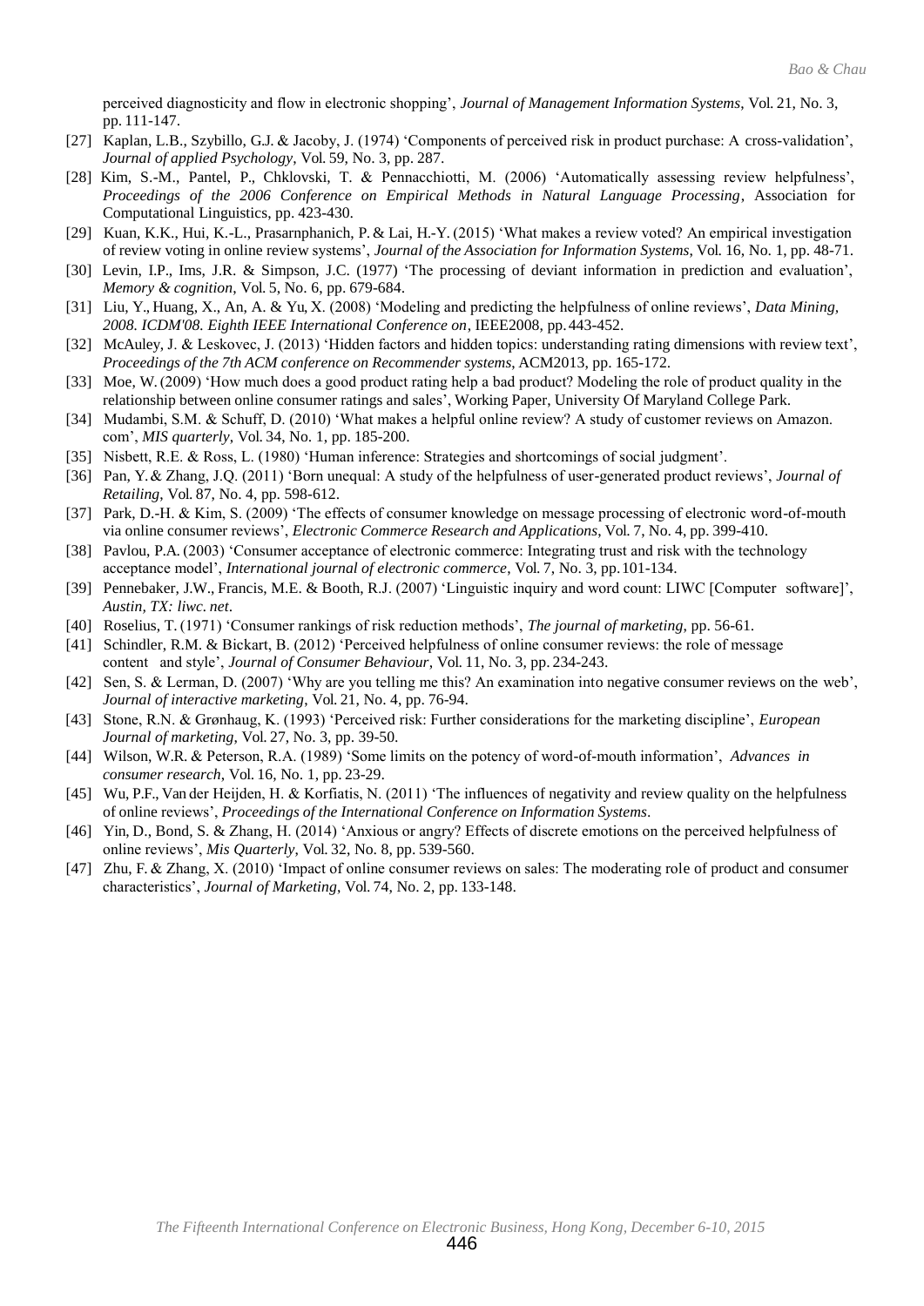perceived diagnosticity and flow in electronic shopping', *Journal of Management Information Systems*, Vol. 21, No. 3, pp. 111-147.

[27] Kaplan, L.B., Szybillo, G.J. & Jacoby, J. (1974) 'Components of perceived risk in product purchase: A cross-validation', *Journal of applied Psychology*, Vol. 59, No. 3, pp. 287.

[28] Kim, S.-M., Pantel, P., Chklovski, T. & Pennacchiotti, M. (2006) 'Automatically assessing review helpfulness', *Proceedings of the 2006 Conference on Empirical Methods in Natural Language Processing*, Association for Computational Linguistics, pp. 423-430.

[29] Kuan, K.K., Hui, K.-L., Prasarnphanich, P. & Lai, H.-Y. (2015) 'What makes a review voted? An empirical investigation of review voting in online review systems', *Journal of the Association for Information Systems*, Vol. 16, No. 1, pp. 48-71.

[30] Levin, I.P., Ims, J.R. & Simpson, J.C. (1977) 'The processing of deviant information in prediction and evaluation', *Memory & cognition*, Vol. 5, No. 6, pp. 679-684.

[31] Liu, Y., Huang, X., An, A. & Yu, X. (2008) 'Modeling and predicting the helpfulness of online reviews', *Data Mining, 2008. ICDM'08. Eighth IEEE International Conference on*, IEEE2008, pp. 443-452.

[32] McAuley, J. & Leskovec, J. (2013) 'Hidden factors and hidden topics: understanding rating dimensions with review text', *Proceedings of the 7th ACM conference on Recommender systems*, ACM2013, pp. 165-172.

[33] Moe, W. (2009) 'How much does a good product rating help a bad product? Modeling the role of product quality in the relationship between online consumer ratings and sales', Working Paper, University Of Maryland College Park.

[34] Mudambi, S.M. & Schuff, D. (2010) 'What makes a helpful online review? A study of customer reviews on Amazon. com', *MIS quarterly*, Vol. 34, No. 1, pp. 185-200.

[35] Nisbett, R.E. & Ross, L. (1980) 'Human inference: Strategies and shortcomings of social judgment'.

[36] Pan, Y. & Zhang, J.Q. (2011) 'Born unequal: A study of the helpfulness of user-generated product reviews', *Journal of Retailing*, Vol. 87, No. 4, pp. 598-612.

[37] Park, D.-H. & Kim, S. (2009) 'The effects of consumer knowledge on message processing of electronic word-of-mouth via online consumer reviews', *Electronic Commerce Research and Applications*, Vol. 7, No. 4, pp. 399-410.

[38] Pavlou, P.A. (2003) 'Consumer acceptance of electronic commerce: Integrating trust and risk with the technology acceptance model', *International journal of electronic commerce*, Vol. 7, No. 3, pp. 101-134.

[39] Pennebaker, J.W., Francis, M.E. & Booth, R.J. (2007) 'Linguistic inquiry and word count: LIWC [Computer software]', *Austin, TX: liwc. net*.

[40] Roselius, T. (1971) 'Consumer rankings of risk reduction methods', *The journal of marketing*, pp. 56-61.

[41] Schindler, R.M. & Bickart, B. (2012) 'Perceived helpfulness of online consumer reviews: the role of message content and style', *Journal of Consumer Behaviour*, Vol. 11, No. 3, pp. 234-243.

[42] Sen, S. & Lerman, D. (2007) 'Why are you telling me this? An examination into negative consumer reviews on the web', *Journal of interactive marketing*, Vol. 21, No. 4, pp. 76-94.

[43] Stone, R.N. & Grønhaug, K. (1993) 'Perceived risk: Further considerations for the marketing discipline', *European Journal of marketing*, Vol. 27, No. 3, pp. 39-50.

[44] Wilson, W.R. & Peterson, R.A. (1989) 'Some limits on the potency of word-of-mouth information', *Advances in consumer research*, Vol. 16, No. 1, pp. 23-29.

[45] Wu, P.F., Van der Heijden, H. & Korfiatis, N. (2011) 'The influences of negativity and review quality on the helpfulness of online reviews', *Proceedings of the International Conference on Information Systems*.

[46] Yin, D., Bond, S. & Zhang, H. (2014) 'Anxious or angry? Effects of discrete emotions on the perceived helpfulness of online reviews', *Mis Quarterly*, Vol. 32, No. 8, pp. 539-560.

[47] Zhu, F. & Zhang, X. (2010) 'Impact of online consumer reviews on sales: The moderating role of product and consumer characteristics', *Journal of Marketing*, Vol. 74, No. 2, pp. 133-148.